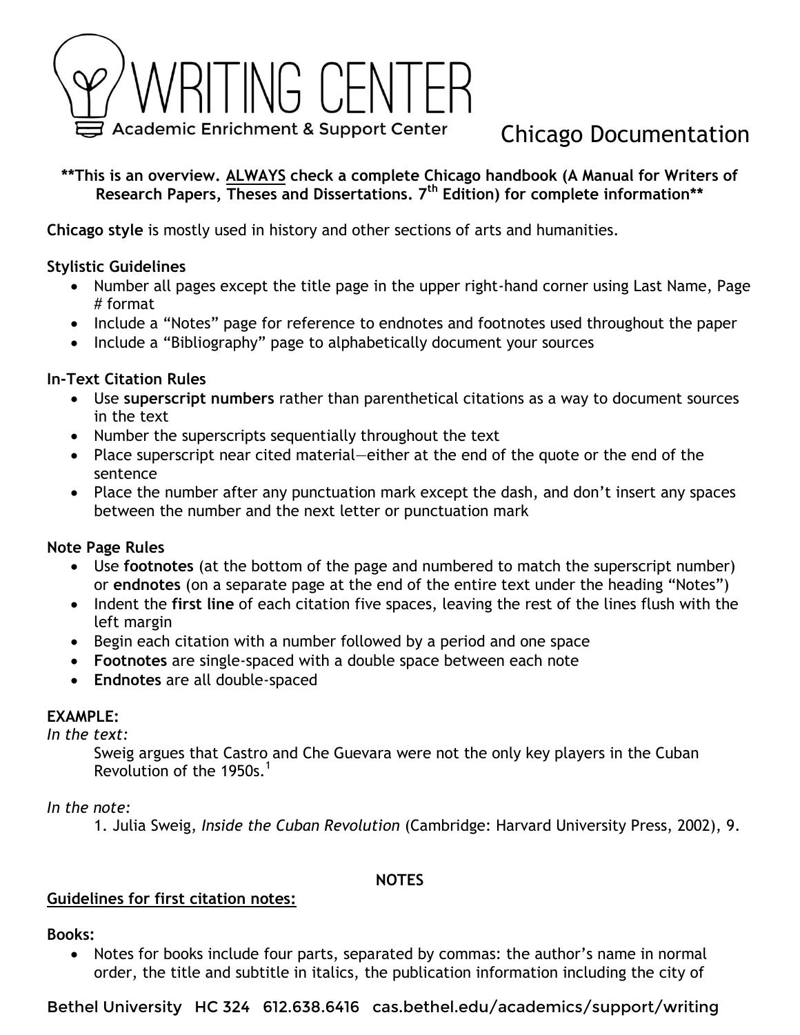# WRITING CENTER

Academic Enrichment & Support Center

## Chicago Documentation

**\*\*This is an overview. <u>ALWAYS</u> check a complete Chicago handbook (A Manual for Writers of Research Papers, Theses and Dissertations. 7th Edition) for complete information\*\***

**Chicago style** is mostly used in history and other sections of arts and humanities.

### Stylistic Guidelines

- Number all pages except the title page in the upper right-hand corner using Last Name, Page # format
- Include a "Notes" page for reference to endnotes and footnotes used throughout the paper
- Include a "Bibliography" page to alphabetically document your sources

### In-Text Citation Rules

- Use **superscript numbers** rather than parenthetical citations as a way to document sources in the text
- Number the superscripts sequentially throughout the text
- Place superscript near cited material—either at the end of the quote or the end of the sentence
- Place the number after any punctuation mark except the dash, and don't insert any spaces between the number and the next letter or punctuation mark

### Note Page Rules

- Use **footnotes** (at the bottom of the page and numbered to match the superscript number) or **endnotes** (on a separate page at the end of the entire text under the heading "Notes")
- Indent the **first line** of each citation five spaces, leaving the rest of the lines flush with the left margin
- Begin each citation with a number followed by a period and one space
- **Footnotes** are single-spaced with a double space between each note
- **Endnotes** are all double-spaced

**EXAMPLE:**

*In the text:*

> Sweig argues that Castro and Che Guevara were not the only key players in the Cuban Revolution of the 1950s.[1]

*In the note:*

> 1. Julia Sweig, *Inside the Cuban Revolution* (Cambridge: Harvard University Press, 2002), 9.

**NOTES**

**<u>Guidelines for first citation notes:</u>**

**Books:**

- Notes for books include four parts, separated by commas: the author's name in normal order, the title and subtitle in italics, the publication information including the city of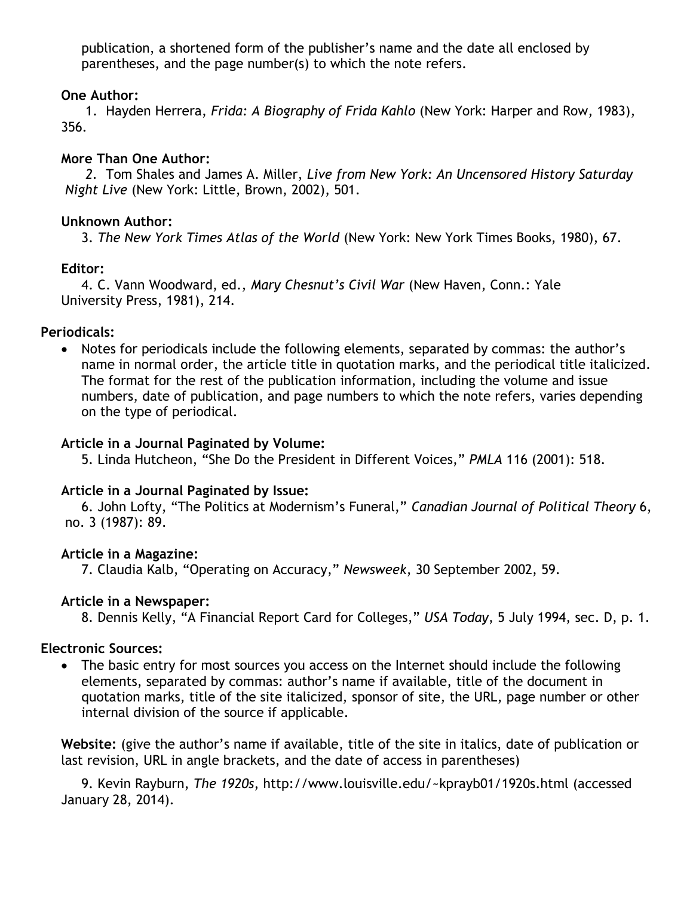publication, a shortened form of the publisher's name and the date all enclosed by parentheses, and the page number(s) to which the note refers.

**One Author:**

1. Hayden Herrera, *Frida: A Biography of Frida Kahlo* (New York: Harper and Row, 1983), 356.

**More Than One Author:**

2. Tom Shales and James A. Miller, *Live from New York: An Uncensored History Saturday Night Live* (New York: Little, Brown, 2002), 501.

**Unknown Author:**

3. *The New York Times Atlas of the World* (New York: New York Times Books, 1980), 67.

**Editor:**

4. C. Vann Woodward, ed., *Mary Chesnut's Civil War* (New Haven, Conn.: Yale University Press, 1981), 214.

**Periodicals:**

- Notes for periodicals include the following elements, separated by commas: the author's name in normal order, the article title in quotation marks, and the periodical title italicized. The format for the rest of the publication information, including the volume and issue numbers, date of publication, and page numbers to which the note refers, varies depending on the type of periodical.

**Article in a Journal Paginated by Volume:**

5. Linda Hutcheon, "She Do the President in Different Voices," *PMLA* 116 (2001): 518.

**Article in a Journal Paginated by Issue:**

6. John Lofty, "The Politics at Modernism's Funeral," *Canadian Journal of Political Theory* 6, no. 3 (1987): 89.

**Article in a Magazine:**

7. Claudia Kalb, "Operating on Accuracy," *Newsweek*, 30 September 2002, 59.

**Article in a Newspaper:**

8. Dennis Kelly, "A Financial Report Card for Colleges," *USA Today*, 5 July 1994, sec. D, p. 1.

**Electronic Sources:**

- The basic entry for most sources you access on the Internet should include the following elements, separated by commas: author's name if available, title of the document in quotation marks, title of the site italicized, sponsor of site, the URL, page number or other internal division of the source if applicable.

**Website:** (give the author's name if available, title of the site in italics, date of publication or last revision, URL in angle brackets, and the date of access in parentheses)

9. Kevin Rayburn, *The 1920s*, http://www.louisville.edu/~kprayb01/1920s.html (accessed January 28, 2014).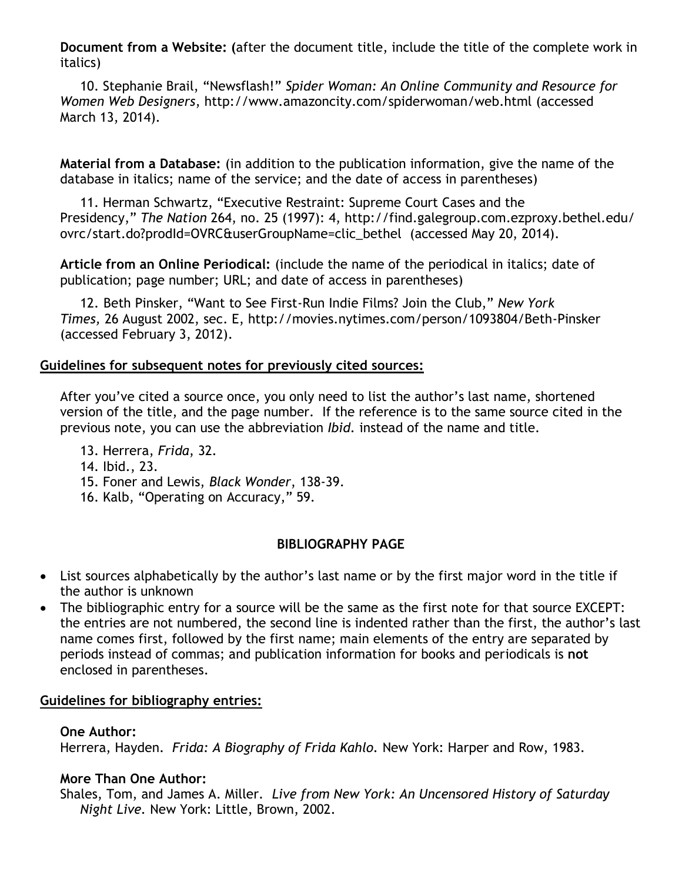**Document from a Website:** (after the document title, include the title of the complete work in italics)

10. Stephanie Brail, "Newsflash!" *Spider Woman: An Online Community and Resource for Women Web Designers*, http://www.amazoncity.com/spiderwoman/web.html (accessed March 13, 2014).

**Material from a Database:** (in addition to the publication information, give the name of the database in italics; name of the service; and the date of access in parentheses)

11. Herman Schwartz, "Executive Restraint: Supreme Court Cases and the Presidency," *The Nation* 264, no. 25 (1997): 4, http://find.galegroup.com.ezproxy.bethel.edu/ovrc/start.do?prodId=OVRC&userGroupName=clic_bethel (accessed May 20, 2014).

**Article from an Online Periodical:** (include the name of the periodical in italics; date of publication; page number; URL; and date of access in parentheses)

12. Beth Pinsker, "Want to See First-Run Indie Films? Join the Club," *New York Times*, 26 August 2002, sec. E, http://movies.nytimes.com/person/1093804/Beth-Pinsker (accessed February 3, 2012).

## Guidelines for subsequent notes for previously cited sources:

After you've cited a source once, you only need to list the author's last name, shortened version of the title, and the page number. If the reference is to the same source cited in the previous note, you can use the abbreviation *Ibid.* instead of the name and title.

13. Herrera, *Frida*, 32.
14. Ibid., 23.
15. Foner and Lewis, *Black Wonder*, 138-39.
16. Kalb, "Operating on Accuracy," 59.

## BIBLIOGRAPHY PAGE

- List sources alphabetically by the author's last name or by the first major word in the title if the author is unknown
- The bibliographic entry for a source will be the same as the first note for that source EXCEPT: the entries are not numbered, the second line is indented rather than the first, the author's last name comes first, followed by the first name; main elements of the entry are separated by periods instead of commas; and publication information for books and periodicals is **not** enclosed in parentheses.

## Guidelines for bibliography entries:

**One Author:**
Herrera, Hayden. *Frida: A Biography of Frida Kahlo.* New York: Harper and Row, 1983.

**More Than One Author:**
Shales, Tom, and James A. Miller. *Live from New York: An Uncensored History of Saturday Night Live.* New York: Little, Brown, 2002.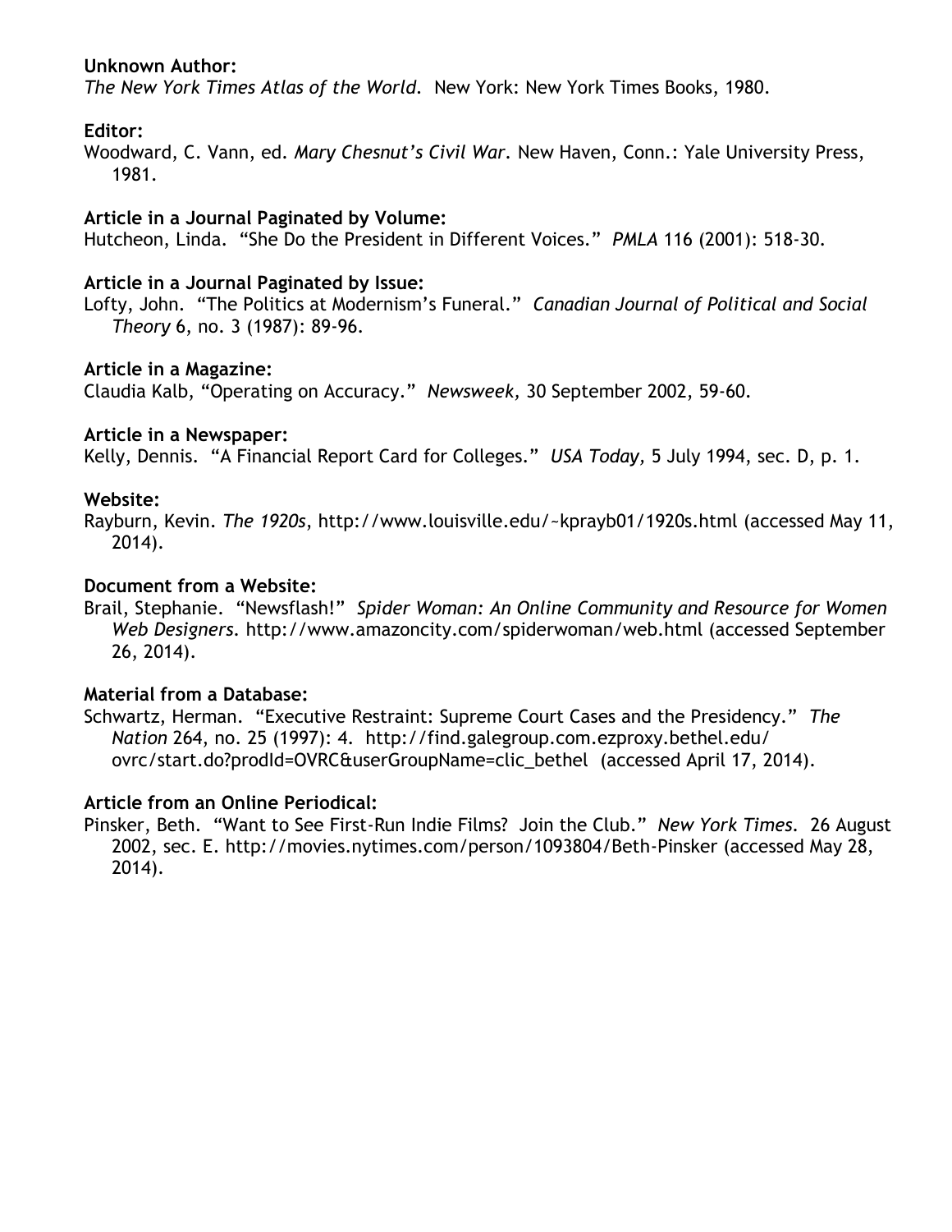**Unknown Author:**

*The New York Times Atlas of the World.* New York: New York Times Books, 1980.

**Editor:**

Woodward, C. Vann, ed. *Mary Chesnut's Civil War.* New Haven, Conn.: Yale University Press, 1981.

**Article in a Journal Paginated by Volume:**

Hutcheon, Linda. "She Do the President in Different Voices." *PMLA* 116 (2001): 518-30.

**Article in a Journal Paginated by Issue:**

Lofty, John. "The Politics at Modernism's Funeral." *Canadian Journal of Political and Social Theory* 6, no. 3 (1987): 89-96.

**Article in a Magazine:**

Claudia Kalb, "Operating on Accuracy." *Newsweek,* 30 September 2002, 59-60.

**Article in a Newspaper:**

Kelly, Dennis. "A Financial Report Card for Colleges." *USA Today,* 5 July 1994, sec. D, p. 1.

**Website:**

Rayburn, Kevin. *The 1920s*, http://www.louisville.edu/~kprayb01/1920s.html (accessed May 11, 2014).

**Document from a Website:**

Brail, Stephanie. "Newsflash!" *Spider Woman: An Online Community and Resource for Women Web Designers*. http://www.amazoncity.com/spiderwoman/web.html (accessed September 26, 2014).

**Material from a Database:**

Schwartz, Herman. "Executive Restraint: Supreme Court Cases and the Presidency." *The Nation* 264, no. 25 (1997): 4. http://find.galegroup.com.ezproxy.bethel.edu/ovrc/start.do?prodId=OVRC&userGroupName=clic_bethel (accessed April 17, 2014).

**Article from an Online Periodical:**

Pinsker, Beth. "Want to See First-Run Indie Films? Join the Club." *New York Times*. 26 August 2002, sec. E. http://movies.nytimes.com/person/1093804/Beth-Pinsker (accessed May 28, 2014).